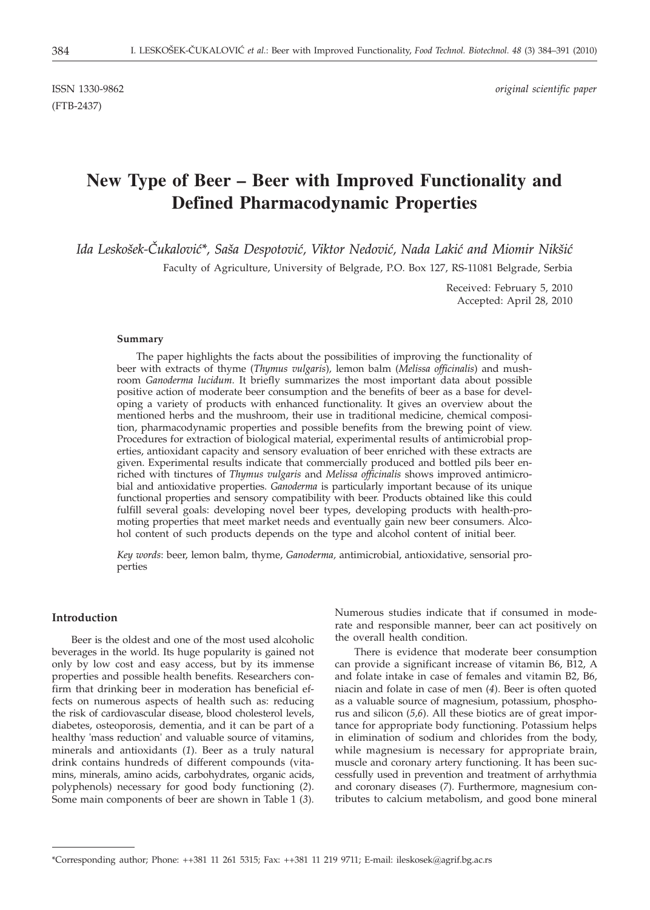ISSN 1330-9862 *original scientific paper*

(FTB-2437)

# New Type of Beer – Beer with Improved Functionality and Defined Pharmacodynamic Properties

*Ida Leskošek-Čukalović\*, Saša Despotović, Viktor Nedović, Nada Lakić and Miomir Nikšić*

Faculty of Agriculture, University of Belgrade, P.O. Box 127, RS-11081 Belgrade, Serbia

Received: February 5, 2010
Accepted: April 28, 2010

#### Summary

The paper highlights the facts about the possibilities of improving the functionality of beer with extracts of thyme (*Thymus vulgaris*), lemon balm (*Melissa officinalis*) and mushroom *Ganoderma lucidum*. It briefly summarizes the most important data about possible positive action of moderate beer consumption and the benefits of beer as a base for developing a variety of products with enhanced functionality. It gives an overview about the mentioned herbs and the mushroom, their use in traditional medicine, chemical composition, pharmacodynamic properties and possible benefits from the brewing point of view. Procedures for extraction of biological material, experimental results of antimicrobial properties, antioxidant capacity and sensory evaluation of beer enriched with these extracts are given. Experimental results indicate that commercially produced and bottled pils beer enriched with tinctures of *Thymus vulgaris* and *Melissa officinalis* shows improved antimicrobial and antioxidative properties. *Ganoderma* is particularly important because of its unique functional properties and sensory compatibility with beer. Products obtained like this could fulfill several goals: developing novel beer types, developing products with health-promoting properties that meet market needs and eventually gain new beer consumers. Alcohol content of such products depends on the type and alcohol content of initial beer.

*Key words*: beer, lemon balm, thyme, *Ganoderma*, antimicrobial, antioxidative, sensorial properties

## Introduction

Beer is the oldest and one of the most used alcoholic beverages in the world. Its huge popularity is gained not only by low cost and easy access, but by its immense properties and possible health benefits. Researchers confirm that drinking beer in moderation has beneficial effects on numerous aspects of health such as: reducing the risk of cardiovascular disease, blood cholesterol levels, diabetes, osteoporosis, dementia, and it can be part of a healthy 'mass reduction' and valuable source of vitamins, minerals and antioxidants (*1*). Beer as a truly natural drink contains hundreds of different compounds (vitamins, minerals, amino acids, carbohydrates, organic acids, polyphenols) necessary for good body functioning (*2*). Some main components of beer are shown in Table 1 (*3*). Numerous studies indicate that if consumed in moderate and responsible manner, beer can act positively on the overall health condition.

There is evidence that moderate beer consumption can provide a significant increase of vitamin B6, B12, A and folate intake in case of females and vitamin B2, B6, niacin and folate in case of men (*4*). Beer is often quoted as a valuable source of magnesium, potassium, phosphorus and silicon (*5,6*). All these biotics are of great importance for appropriate body functioning. Potassium helps in elimination of sodium and chlorides from the body, while magnesium is necessary for appropriate brain, muscle and coronary artery functioning. It has been successfully used in prevention and treatment of arrhythmia and coronary diseases (*7*). Furthermore, magnesium contributes to calcium metabolism, and good bone mineral

\*Corresponding author; Phone: ++381 11 261 5315; Fax: ++381 11 219 9711; E-mail: ileskosek@agrif.bg.ac.rs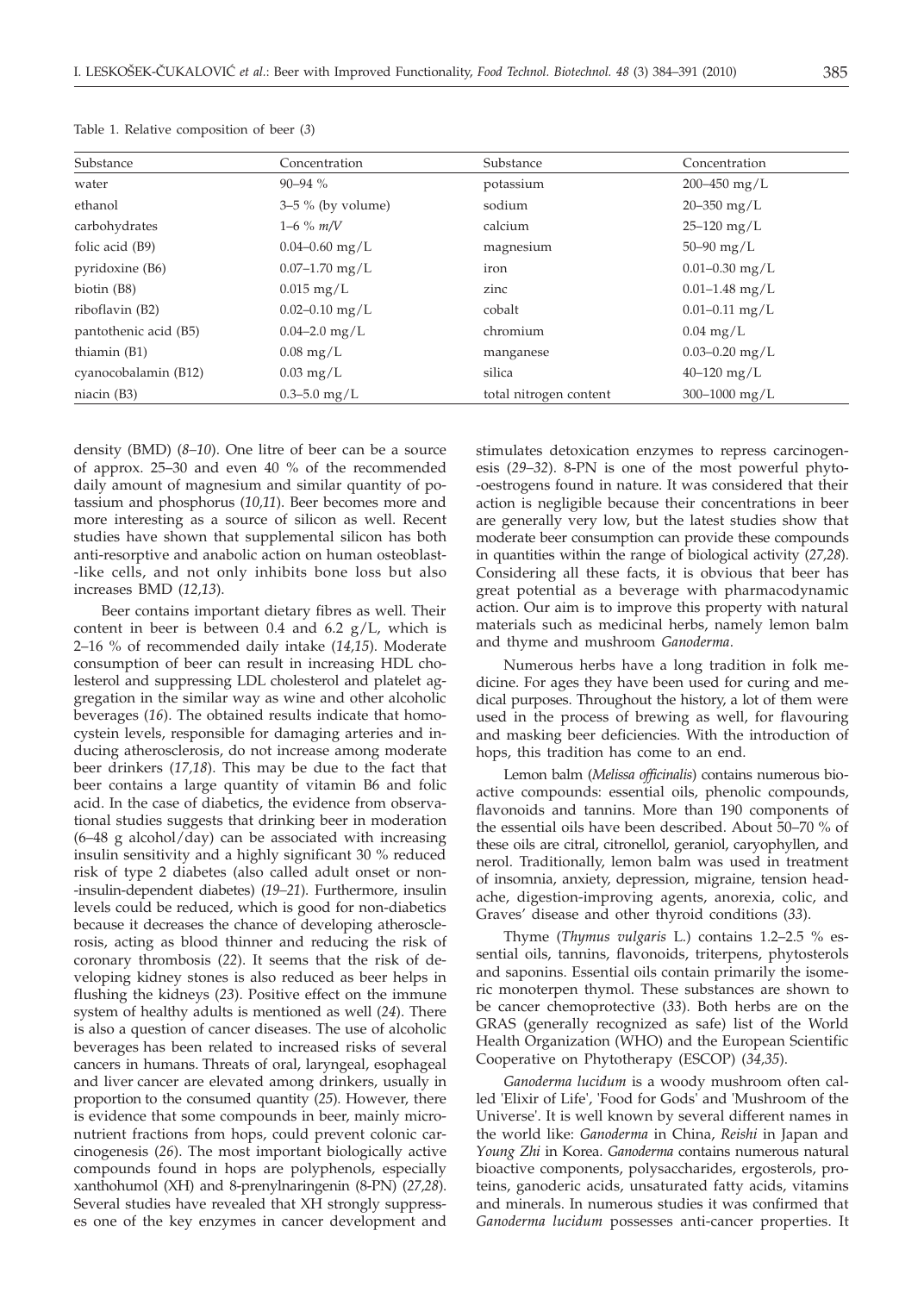Table 1. Relative composition of beer (*3*)

| Substance | Concentration | Substance | Concentration |
|---|---|---|---|
| water | 90–94 % | potassium | 200–450 mg/L |
| ethanol | 3–5 % (by volume) | sodium | 20–350 mg/L |
| carbohydrates | 1–6 % *m/V* | calcium | 25–120 mg/L |
| folic acid (B9) | 0.04–0.60 mg/L | magnesium | 50–90 mg/L |
| pyridoxine (B6) | 0.07–1.70 mg/L | iron | 0.01–0.30 mg/L |
| biotin (B8) | 0.015 mg/L | zinc | 0.01–1.48 mg/L |
| riboflavin (B2) | 0.02–0.10 mg/L | cobalt | 0.01–0.11 mg/L |
| pantothenic acid (B5) | 0.04–2.0 mg/L | chromium | 0.04 mg/L |
| thiamin (B1) | 0.08 mg/L | manganese | 0.03–0.20 mg/L |
| cyanocobalamin (B12) | 0.03 mg/L | silica | 40–120 mg/L |
| niacin (B3) | 0.3–5.0 mg/L | total nitrogen content | 300–1000 mg/L |

density (BMD) (*8–10*). One litre of beer can be a source of approx. 25–30 and even 40 % of the recommended daily amount of magnesium and similar quantity of potassium and phosphorus (*10,11*). Beer becomes more and more interesting as a source of silicon as well. Recent studies have shown that supplemental silicon has both anti-resorptive and anabolic action on human osteoblast-like cells, and not only inhibits bone loss but also increases BMD (*12,13*).

Beer contains important dietary fibres as well. Their content in beer is between 0.4 and 6.2 g/L, which is 2–16 % of recommended daily intake (*14,15*). Moderate consumption of beer can result in increasing HDL cholesterol and suppressing LDL cholesterol and platelet aggregation in the similar way as wine and other alcoholic beverages (*16*). The obtained results indicate that homocystein levels, responsible for damaging arteries and inducing atherosclerosis, do not increase among moderate beer drinkers (*17,18*). This may be due to the fact that beer contains a large quantity of vitamin B6 and folic acid. In the case of diabetics, the evidence from observational studies suggests that drinking beer in moderation (6–48 g alcohol/day) can be associated with increasing insulin sensitivity and a highly significant 30 % reduced risk of type 2 diabetes (also called adult onset or non-insulin-dependent diabetes) (*19–21*). Furthermore, insulin levels could be reduced, which is good for non-diabetics because it decreases the chance of developing atherosclerosis, acting as blood thinner and reducing the risk of coronary thrombosis (*22*). It seems that the risk of developing kidney stones is also reduced as beer helps in flushing the kidneys (*23*). Positive effect on the immune system of healthy adults is mentioned as well (*24*). There is also a question of cancer diseases. The use of alcoholic beverages has been related to increased risks of several cancers in humans. Threats of oral, laryngeal, esophageal and liver cancer are elevated among drinkers, usually in proportion to the consumed quantity (*25*). However, there is evidence that some compounds in beer, mainly micronutrient fractions from hops, could prevent colonic carcinogenesis (*26*). The most important biologically active compounds found in hops are polyphenols, especially xanthohumol (XH) and 8-prenylnaringenin (8-PN) (*27,28*). Several studies have revealed that XH strongly suppresses one of the key enzymes in cancer development and stimulates detoxication enzymes to repress carcinogenesis (*29–32*). 8-PN is one of the most powerful phyto-oestrogens found in nature. It was considered that their action is negligible because their concentrations in beer are generally very low, but the latest studies show that moderate beer consumption can provide these compounds in quantities within the range of biological activity (*27,28*). Considering all these facts, it is obvious that beer has great potential as a beverage with pharmacodynamic action. Our aim is to improve this property with natural materials such as medicinal herbs, namely lemon balm and thyme and mushroom *Ganoderma*.

Numerous herbs have a long tradition in folk medicine. For ages they have been used for curing and medical purposes. Throughout the history, a lot of them were used in the process of brewing as well, for flavouring and masking beer deficiencies. With the introduction of hops, this tradition has come to an end.

Lemon balm (*Melissa officinalis*) contains numerous bioactive compounds: essential oils, phenolic compounds, flavonoids and tannins. More than 190 components of the essential oils have been described. About 50–70 % of these oils are citral, citronellol, geraniol, caryophyllen, and nerol. Traditionally, lemon balm was used in treatment of insomnia, anxiety, depression, migraine, tension headache, digestion-improving agents, anorexia, colic, and Graves' disease and other thyroid conditions (*33*).

Thyme (*Thymus vulgaris* L.) contains 1.2–2.5 % essential oils, tannins, flavonoids, triterpens, phytosterols and saponins. Essential oils contain primarily the isomeric monoterpen thymol. These substances are shown to be cancer chemoprotective (*33*). Both herbs are on the GRAS (generally recognized as safe) list of the World Health Organization (WHO) and the European Scientific Cooperative on Phytotherapy (ESCOP) (*34,35*).

*Ganoderma lucidum* is a woody mushroom often called 'Elixir of Life', 'Food for Gods' and 'Mushroom of the Universe'. It is well known by several different names in the world like: *Ganoderma* in China, *Reishi* in Japan and *Young Zhi* in Korea. *Ganoderma* contains numerous natural bioactive components, polysaccharides, ergosterols, proteins, ganoderic acids, unsaturated fatty acids, vitamins and minerals. In numerous studies it was confirmed that *Ganoderma lucidum* possesses anti-cancer properties. It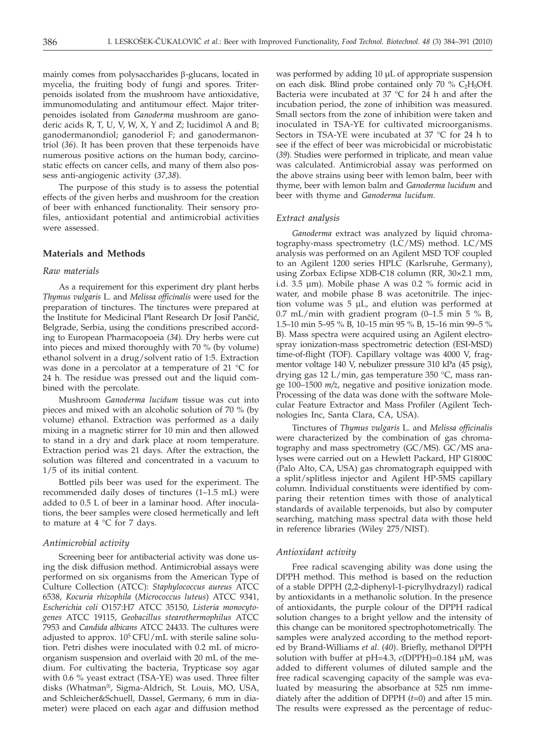mainly comes from polysaccharides β-glucans, located in mycelia, the fruiting body of fungi and spores. Triterpenoids isolated from the mushroom have antioxidative, immunomodulating and antitumour effect. Major triterpenoids isolated from *Ganoderma* mushroom are ganoderic acids R, T, U, V, W, X, Y and Z; lucidimol A and B; ganodermanondiol; ganoderiol F; and ganodermanontriol (*36*). It has been proven that these terpenoids have numerous positive actions on the human body, carcinostatic effects on cancer cells, and many of them also possess anti-angiogenic activity (*37,38*).

The purpose of this study is to assess the potential effects of the given herbs and mushroom for the creation of beer with enhanced functionality. Their sensory profiles, antioxidant potential and antimicrobial activities were assessed.

## Materials and Methods

### Raw materials

As a requirement for this experiment dry plant herbs *Thymus vulgaris* L. and *Melissa officinalis* were used for the preparation of tinctures. The tinctures were prepared at the Institute for Medicinal Plant Research Dr Josif Pančić, Belgrade, Serbia, using the conditions prescribed according to European Pharmacopoeia (*34*). Dry herbs were cut into pieces and mixed thoroughly with 70 % (by volume) ethanol solvent in a drug/solvent ratio of 1:5. Extraction was done in a percolator at a temperature of 21 °C for 24 h. The residue was pressed out and the liquid combined with the percolate.

Mushroom *Ganoderma lucidum* tissue was cut into pieces and mixed with an alcoholic solution of 70 % (by volume) ethanol. Extraction was performed as a daily mixing in a magnetic stirrer for 10 min and then allowed to stand in a dry and dark place at room temperature. Extraction period was 21 days. After the extraction, the solution was filtered and concentrated in a vacuum to 1/5 of its initial content.

Bottled pils beer was used for the experiment. The recommended daily doses of tinctures (1–1.5 mL) were added to 0.5 L of beer in a laminar hood. After inoculations, the beer samples were closed hermetically and left to mature at 4 °C for 7 days.

### Antimicrobial activity

Screening beer for antibacterial activity was done using the disk diffusion method. Antimicrobial assays were performed on six organisms from the American Type of Culture Collection (ATCC): *Staphylococcus aureus* ATCC 6538, *Kocuria rhizophila* (*Micrococcus luteus*) ATCC 9341, *Escherichia coli* O157:H7 ATCC 35150, *Listeria monocytogenes* ATCC 19115, *Geobacillus stearothermophilus* ATCC 7953 and *Candida albicans* ATCC 24433. The cultures were adjusted to approx. $10^5$ CFU/mL with sterile saline solution. Petri dishes were inoculated with 0.2 mL of microorganism suspension and overlaid with 20 mL of the medium. For cultivating the bacteria, Trypticase soy agar with 0.6 % yeast extract (TSA-YE) was used. Three filter disks (Whatman®, Sigma-Aldrich, St. Louis, MO, USA, and Schleicher&Schuell, Dassel, Germany, 6 mm in diameter) were placed on each agar and diffusion method was performed by adding 10 μL of appropriate suspension on each disk. Blind probe contained only 70 % $C_2H_5OH$. Bacteria were incubated at 37 °C for 24 h and after the incubation period, the zone of inhibition was measured. Small sectors from the zone of inhibition were taken and inoculated in TSA-YE for cultivated microorganisms. Sectors in TSA-YE were incubated at 37 °C for 24 h to see if the effect of beer was microbicidal or microbistatic (*39*). Studies were performed in triplicate, and mean value was calculated. Antimicrobial assay was performed on the above strains using beer with lemon balm, beer with thyme, beer with lemon balm and *Ganoderma lucidum* and beer with thyme and *Ganoderma lucidum.*

### Extract analysis

*Ganoderma* extract was analyzed by liquid chromatography-mass spectrometry (LC/MS) method. LC/MS analysis was performed on an Agilent MSD TOF coupled to an Agilent 1200 series HPLC (Karlsruhe, Germany), using Zorbax Eclipse XDB-C18 column (RR, 30×2.1 mm, i.d. 3.5 μm). Mobile phase A was 0.2 % formic acid in water, and mobile phase B was acetonitrile. The injection volume was 5 μL, and elution was performed at 0.7 mL/min with gradient program (0–1.5 min 5 % B, 1.5–10 min 5–95 % B, 10–15 min 95 % B, 15–16 min 99–5 % B). Mass spectra were acquired using an Agilent electrospray ionization-mass spectrometric detection (ESI-MSD) time-of-flight (TOF). Capillary voltage was 4000 V, fragmentor voltage 140 V, nebulizer pressure 310 kPa (45 psig), drying gas 12 L/min, gas temperature 350 °C, mass range 100–1500 *m/z*, negative and positive ionization mode. Processing of the data was done with the software Molecular Feature Extractor and Mass Profiler (Agilent Technologies Inc, Santa Clara, CA, USA).

Tinctures of *Thymus vulgaris* L. and *Melissa officinalis* were characterized by the combination of gas chromatography and mass spectrometry (GC/MS). GC/MS analyses were carried out on a Hewlett Packard, HP G1800C (Palo Alto, CA, USA) gas chromatograph equipped with a split/splitless injector and Agilent HP-5MS capillary column. Individual constituents were identified by comparing their retention times with those of analytical standards of available terpenoids, but also by computer searching, matching mass spectral data with those held in reference libraries (Wiley 275/NIST).

### Antioxidant activity

Free radical scavenging ability was done using the DPPH method. This method is based on the reduction of a stable DPPH (2,2-diphenyl-1-picrylhydrazyl) radical by antioxidants in a methanolic solution. In the presence of antioxidants, the purple colour of the DPPH radical solution changes to a bright yellow and the intensity of this change can be monitored spectrophotometrically. The samples were analyzed according to the method reported by Brand-Williams *et al.* (*40*). Briefly, methanol DPPH solution with buffer at pH=4.3, $c$(DPPH)=0.184 μM, was added to different volumes of diluted sample and the free radical scavenging capacity of the sample was evaluated by measuring the absorbance at 525 nm immediately after the addition of DPPH ($t$=0) and after 15 min. The results were expressed as the percentage of reduc-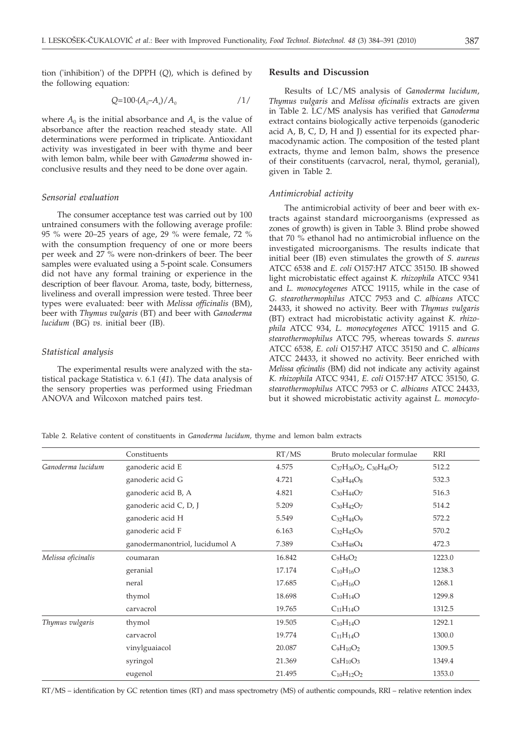tion ('inhibition') of the DPPH ($Q$), which is defined by the following equation:

$$Q=100\cdot(A_0-A_s)/A_0 \qquad /1/$$

where $A_0$ is the initial absorbance and $A_s$ is the value of absorbance after the reaction reached steady state. All determinations were performed in triplicate. Antioxidant activity was investigated in beer with thyme and beer with lemon balm, while beer with *Ganoderma* showed inconclusive results and they need to be done over again.

### *Sensorial evaluation*

The consumer acceptance test was carried out by 100 untrained consumers with the following average profile: 95 % were 20–25 years of age, 29 % were female, 72 % with the consumption frequency of one or more beers per week and 27 % were non-drinkers of beer. The beer samples were evaluated using a 5-point scale. Consumers did not have any formal training or experience in the description of beer flavour. Aroma, taste, body, bitterness, liveliness and overall impression were tested. Three beer types were evaluated: beer with *Melissa officinalis* (BM), beer with *Thymus vulgaris* (BT) and beer with *Ganoderma lucidum* (BG) *vs.* initial beer (IB).

### *Statistical analysis*

The experimental results were analyzed with the statistical package Statistica v. 6.1 (*41*). The data analysis of the sensory properties was performed using Friedman ANOVA and Wilcoxon matched pairs test.

## Results and Discussion

Results of LC/MS analysis of *Ganoderma lucidum*, *Thymus vulgaris* and *Melissa oficinalis* extracts are given in Table 2. LC/MS analysis has verified that *Ganoderma* extract contains biologically active terpenoids (ganoderic acid A, B, C, D, H and J) essential for its expected pharmacodynamic action. The composition of the tested plant extracts, thyme and lemon balm, shows the presence of their constituents (carvacrol, neral, thymol, geranial), given in Table 2.

### *Antimicrobial activity*

The antimicrobial activity of beer and beer with extracts against standard microorganisms (expressed as zones of growth) is given in Table 3. Blind probe showed that 70 % ethanol had no antimicrobial influence on the investigated microorganisms. The results indicate that initial beer (IB) even stimulates the growth of *S. aureus* ATCC 6538 and *E. coli* O157:H7 ATCC 35150. IB showed light microbistatic effect against *K. rhizophila* ATCC 9341 and *L. monocytogenes* ATCC 19115, while in the case of *G. stearothermophilus* ATCC 7953 and *C. albicans* ATCC 24433, it showed no activity. Beer with *Thymus vulgaris* (BT) extract had microbistatic activity against *K. rhizophila* ATCC 934, *L. monocytogenes* ATCC 19115 and *G. stearothermophilus* ATCC 795, whereas towards *S. aureus* ATCC 6538, *E. coli* O157:H7 ATCC 35150 and *C. albicans* ATCC 24433, it showed no activity. Beer enriched with *Melissa oficinalis* (BM) did not indicate any activity against *K. rhizophila* ATCC 9341, *E. coli* O157:H7 ATCC 35150, *G. stearothermophilus* ATCC 7953 or *C. albicans* ATCC 24433, but it showed microbistatic activity against *L. monocyto-*

Table 2. Relative content of constituents in *Ganoderma lucidum*, thyme and lemon balm extracts

| | Constituents | RT/MS | Bruto molecular formulae | RRI |
|---|---|---|---|---|
| *Ganoderma lucidum* | ganoderic acid E | 4.575 | $C_{37}H_{36}O_2$, $C_{30}H_{40}O_7$ | 512.2 |
| | ganoderic acid G | 4.721 | $C_{30}H_{44}O_8$ | 532.3 |
| | ganoderic acid B, A | 4.821 | $C_{30}H_{44}O_7$ | 516.3 |
| | ganoderic acid C, D, J | 5.209 | $C_{30}H_{42}O_7$ | 514.2 |
| | ganoderic acid H | 5.549 | $C_{32}H_{44}O_9$ | 572.2 |
| | ganoderic acid F | 6.163 | $C_{32}H_{42}O_9$ | 570.2 |
| | ganodermanontriol, lucidumol A | 7.389 | $C_{30}H_{48}O_4$ | 472.3 |
| *Melissa oficinalis* | coumaran | 16.842 | $C_9H_6O_2$ | 1223.0 |
| | geranial | 17.174 | $C_{10}H_{16}O$ | 1238.3 |
| | neral | 17.685 | $C_{10}H_{16}O$ | 1268.1 |
| | thymol | 18.698 | $C_{10}H_{14}O$ | 1299.8 |
| | carvacrol | 19.765 | $C_{11}H_{14}O$ | 1312.5 |
| *Thymus vulgaris* | thymol | 19.505 | $C_{10}H_{14}O$ | 1292.1 |
| | carvacrol | 19.774 | $C_{11}H_{14}O$ | 1300.0 |
| | vinylguaiacol | 20.087 | $C_9H_{10}O_2$ | 1309.5 |
| | syringol | 21.369 | $C_8H_{10}O_3$ | 1349.4 |
| | eugenol | 21.495 | $C_{10}H_{12}O_2$ | 1353.0 |

RT/MS – identification by GC retention times (RT) and mass spectrometry (MS) of authentic compounds, RRI – relative retention index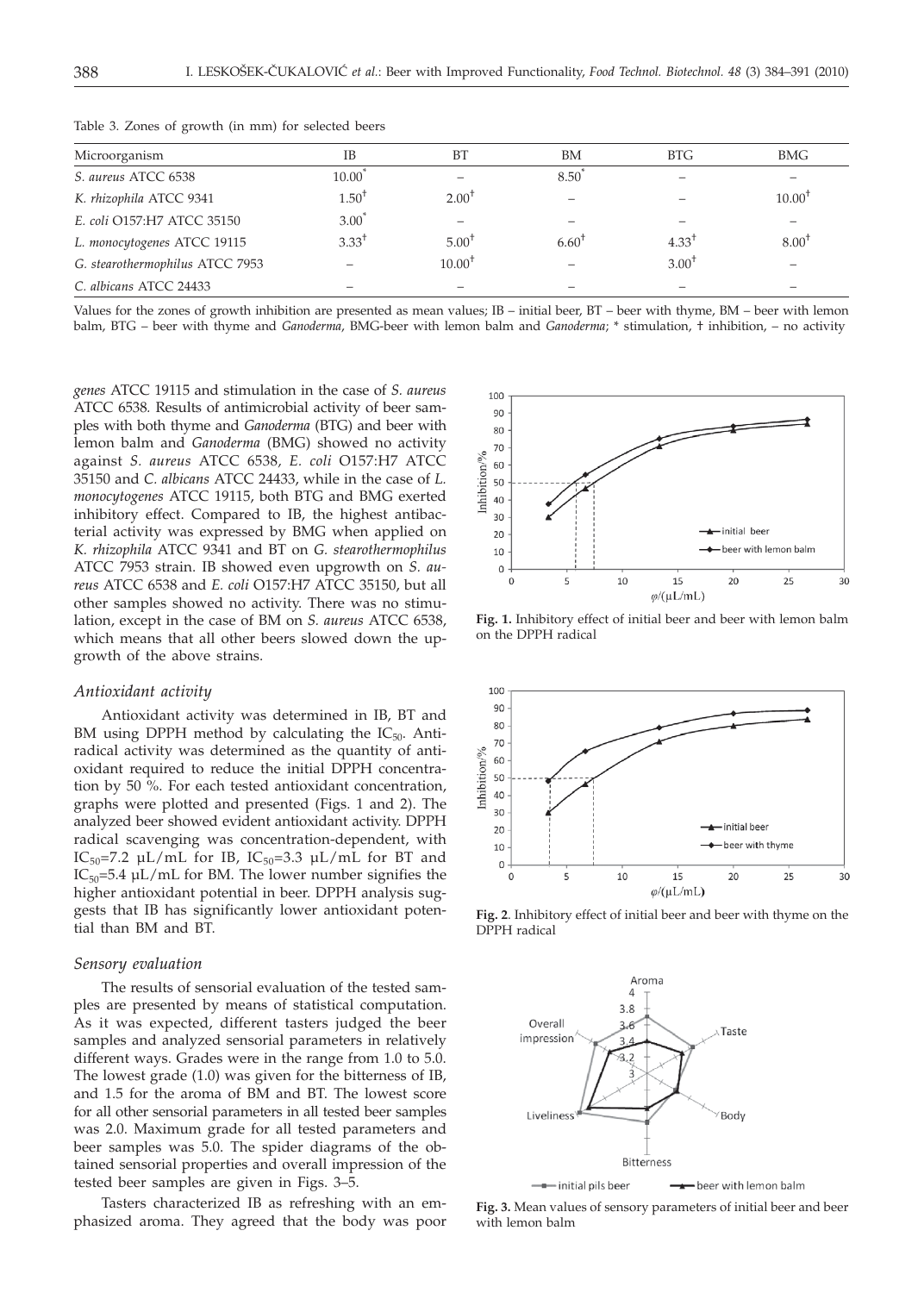Table 3. Zones of growth (in mm) for selected beers

| Microorganism | IB | BT | BM | BTG | BMG |
|---|---|---|---|---|---|
| *S. aureus* ATCC 6538 | 10.00* | – | 8.50* | – | – |
| *K. rhizophila* ATCC 9341 | 1.50† | 2.00† | – | – | 10.00† |
| *E. coli* O157:H7 ATCC 35150 | 3.00* | – | – | – | – |
| *L. monocytogenes* ATCC 19115 | 3.33† | 5.00† | 6.60† | 4.33† | 8.00† |
| *G. stearothermophilus* ATCC 7953 | – | 10.00† | – | 3.00† | – |
| *C. albicans* ATCC 24433 | – | – | – | – | – |

Values for the zones of growth inhibition are presented as mean values; IB – initial beer, BT – beer with thyme, BM – beer with lemon balm, BTG – beer with thyme and *Ganoderma*, BMG-beer with lemon balm and *Ganoderma*; * stimulation, † inhibition, – no activity

*genes* ATCC 19115 and stimulation in the case of *S. aureus* ATCC 6538. Results of antimicrobial activity of beer samples with both thyme and *Ganoderma* (BTG) and beer with lemon balm and *Ganoderma* (BMG) showed no activity against *S. aureus* ATCC 6538, *E. coli* O157:H7 ATCC 35150 and *C. albicans* ATCC 24433, while in the case of *L. monocytogenes* ATCC 19115, both BTG and BMG exerted inhibitory effect. Compared to IB, the highest antibacterial activity was expressed by BMG when applied on *K. rhizophila* ATCC 9341 and BT on *G. stearothermophilus* ATCC 7953 strain. IB showed even upgrowth on *S. aureus* ATCC 6538 and *E. coli* O157:H7 ATCC 35150, but all other samples showed no activity. There was no stimulation, except in the case of BM on *S. aureus* ATCC 6538, which means that all other beers slowed down the upgrowth of the above strains.

### *Antioxidant activity*

Antioxidant activity was determined in IB, BT and BM using DPPH method by calculating the $IC_{50}$. Antiradical activity was determined as the quantity of antioxidant required to reduce the initial DPPH concentration by 50 %. For each tested antioxidant concentration, graphs were plotted and presented (Figs. 1 and 2). The analyzed beer showed evident antioxidant activity. DPPH radical scavenging was concentration-dependent, with $IC_{50}$=7.2 μL/mL for IB, $IC_{50}$=3.3 μL/mL for BT and $IC_{50}$=5.4 μL/mL for BM. The lower number signifies the higher antioxidant potential in beer. DPPH analysis suggests that IB has significantly lower antioxidant potential than BM and BT.

### *Sensory evaluation*

The results of sensorial evaluation of the tested samples are presented by means of statistical computation. As it was expected, different tasters judged the beer samples and analyzed sensorial parameters in relatively different ways. Grades were in the range from 1.0 to 5.0. The lowest grade (1.0) was given for the bitterness of IB, and 1.5 for the aroma of BM and BT. The lowest score for all other sensorial parameters in all tested beer samples was 2.0. Maximum grade for all tested parameters and beer samples was 5.0. The spider diagrams of the obtained sensorial properties and overall impression of the tested beer samples are given in Figs. 3–5.

Tasters characterized IB as refreshing with an emphasized aroma. They agreed that the body was poor

**Fig. 1.** Inhibitory effect of initial beer and beer with lemon balm on the DPPH radical

**Fig. 2**. Inhibitory effect of initial beer and beer with thyme on the DPPH radical

**Fig. 3.** Mean values of sensory parameters of initial beer and beer with lemon balm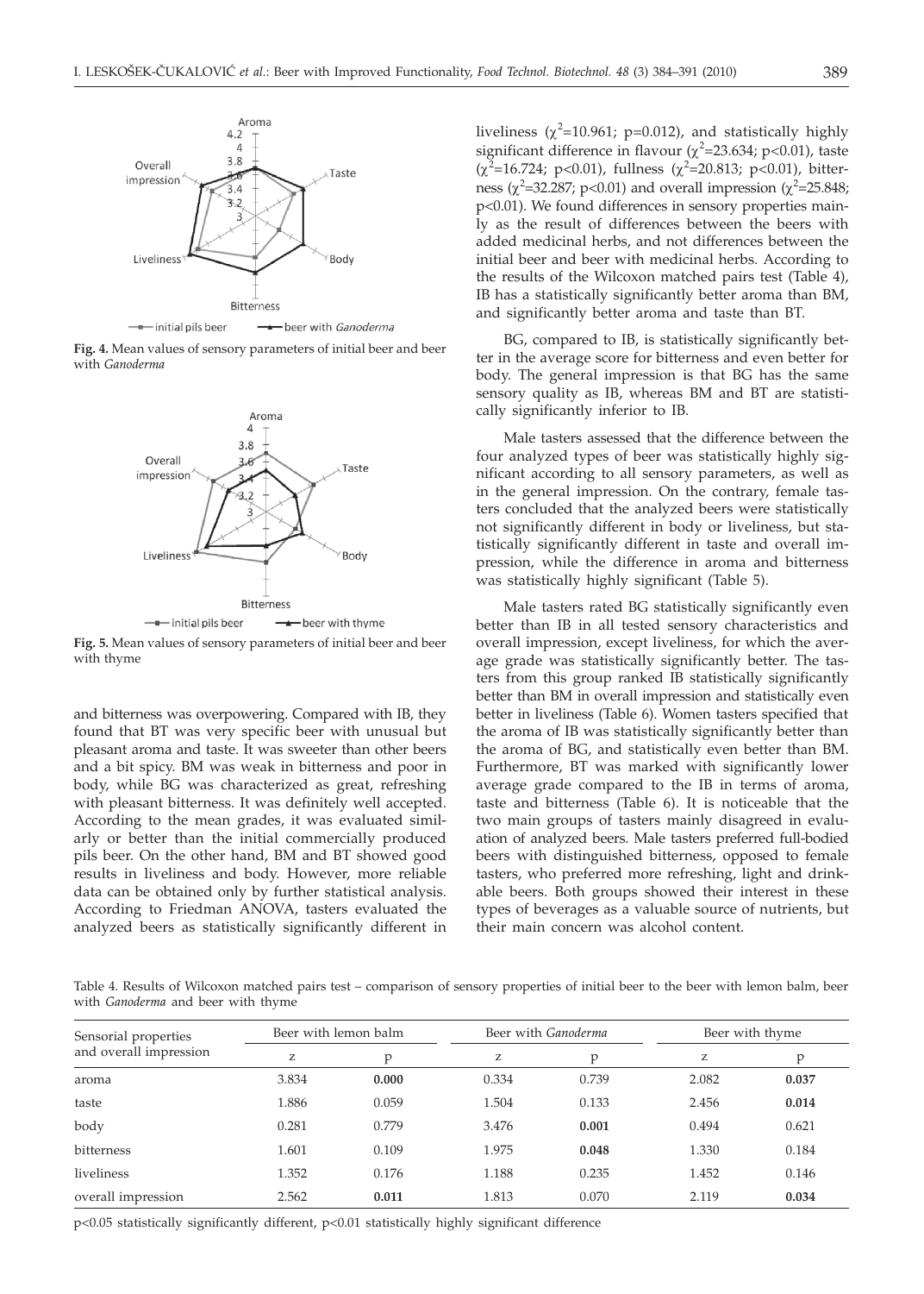**Fig. 4.** Mean values of sensory parameters of initial beer and beer with *Ganoderma*

**Fig. 5.** Mean values of sensory parameters of initial beer and beer with thyme

and bitterness was overpowering. Compared with IB, they found that BT was very specific beer with unusual but pleasant aroma and taste. It was sweeter than other beers and a bit spicy. BM was weak in bitterness and poor in body, while BG was characterized as great, refreshing with pleasant bitterness. It was definitely well accepted. According to the mean grades, it was evaluated similarly or better than the initial commercially produced pils beer. On the other hand, BM and BT showed good results in liveliness and body. However, more reliable data can be obtained only by further statistical analysis. According to Friedman ANOVA, tasters evaluated the analyzed beers as statistically significantly different in liveliness ($\chi^2$=10.961; p=0.012), and statistically highly significant difference in flavour ($\chi^2$=23.634; p<0.01), taste ($\chi^2$=16.724; p<0.01), fullness ($\chi^2$=20.813; p<0.01), bitterness ($\chi^2$=32.287; p<0.01) and overall impression ($\chi^2$=25.848; p<0.01). We found differences in sensory properties mainly as the result of differences between the beers with added medicinal herbs, and not differences between the initial beer and beer with medicinal herbs. According to the results of the Wilcoxon matched pairs test (Table 4), IB has a statistically significantly better aroma than BM, and significantly better aroma and taste than BT.

BG, compared to IB, is statistically significantly better in the average score for bitterness and even better for body. The general impression is that BG has the same sensory quality as IB, whereas BM and BT are statistically significantly inferior to IB.

Male tasters assessed that the difference between the four analyzed types of beer was statistically highly significant according to all sensory parameters, as well as in the general impression. On the contrary, female tasters concluded that the analyzed beers were statistically not significantly different in body or liveliness, but statistically significantly different in taste and overall impression, while the difference in aroma and bitterness was statistically highly significant (Table 5).

Male tasters rated BG statistically significantly even better than IB in all tested sensory characteristics and overall impression, except liveliness, for which the average grade was statistically significantly better. The tasters from this group ranked IB statistically significantly better than BM in overall impression and statistically even better in liveliness (Table 6). Women tasters specified that the aroma of IB was statistically significantly better than the aroma of BG, and statistically even better than BM. Furthermore, BT was marked with significantly lower average grade compared to the IB in terms of aroma, taste and bitterness (Table 6). It is noticeable that the two main groups of tasters mainly disagreed in evaluation of analyzed beers. Male tasters preferred full-bodied beers with distinguished bitterness, opposed to female tasters, who preferred more refreshing, light and drinkable beers. Both groups showed their interest in these types of beverages as a valuable source of nutrients, but their main concern was alcohol content.

Table 4. Results of Wilcoxon matched pairs test – comparison of sensory properties of initial beer to the beer with lemon balm, beer with *Ganoderma* and beer with thyme

| Sensorial properties and overall impression | Beer with lemon balm | | Beer with *Ganoderma* | | Beer with thyme | |
|---|---|---|---|---|---|---|
| | z | p | z | p | z | p |
| aroma | 3.834 | **0.000** | 0.334 | 0.739 | 2.082 | **0.037** |
| taste | 1.886 | 0.059 | 1.504 | 0.133 | 2.456 | **0.014** |
| body | 0.281 | 0.779 | 3.476 | **0.001** | 0.494 | 0.621 |
| bitterness | 1.601 | 0.109 | 1.975 | **0.048** | 1.330 | 0.184 |
| liveliness | 1.352 | 0.176 | 1.188 | 0.235 | 1.452 | 0.146 |
| overall impression | 2.562 | **0.011** | 1.813 | 0.070 | 2.119 | **0.034** |

$p<0.05$ statistically significantly different, $p<0.01$ statistically highly significant difference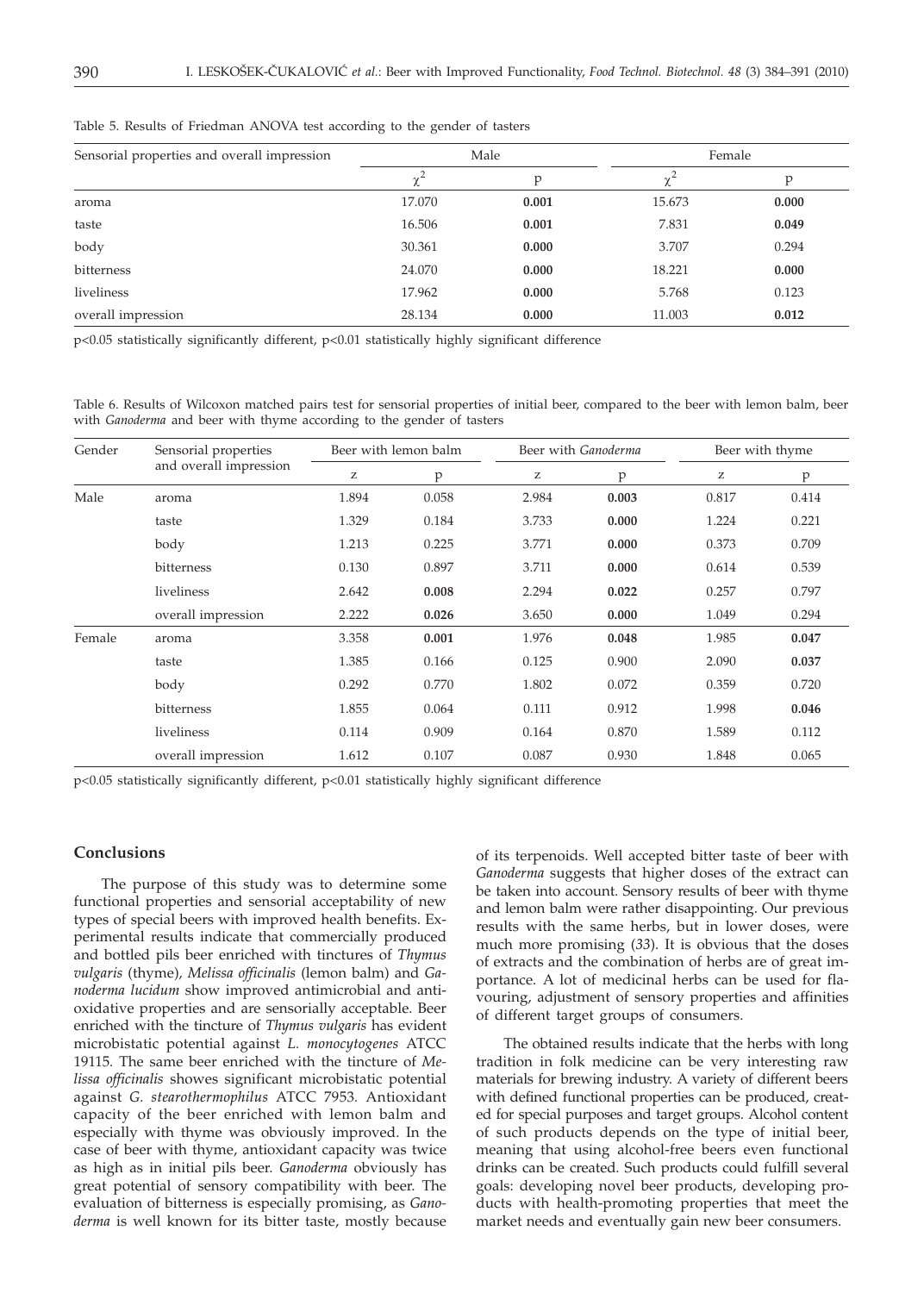Table 5. Results of Friedman ANOVA test according to the gender of tasters

| Sensorial properties and overall impression | Male | | Female | |
|---|---|---|---|---|
| | $\chi^2$ | p | $\chi^2$ | p |
| aroma | 17.070 | **0.001** | 15.673 | **0.000** |
| taste | 16.506 | **0.001** | 7.831 | **0.049** |
| body | 30.361 | **0.000** | 3.707 | 0.294 |
| bitterness | 24.070 | **0.000** | 18.221 | **0.000** |
| liveliness | 17.962 | **0.000** | 5.768 | 0.123 |
| overall impression | 28.134 | **0.000** | 11.003 | **0.012** |

$p<0.05$ statistically significantly different, $p<0.01$ statistically highly significant difference

Table 6. Results of Wilcoxon matched pairs test for sensorial properties of initial beer, compared to the beer with lemon balm, beer with *Ganoderma* and beer with thyme according to the gender of tasters

| Gender | Sensorial properties and overall impression | Beer with lemon balm | | Beer with *Ganoderma* | | Beer with thyme | |
|---|---|---|---|---|---|---|---|
| | | z | p | z | p | z | p |
| Male | aroma | 1.894 | 0.058 | 2.984 | **0.003** | 0.817 | 0.414 |
| | taste | 1.329 | 0.184 | 3.733 | **0.000** | 1.224 | 0.221 |
| | body | 1.213 | 0.225 | 3.771 | **0.000** | 0.373 | 0.709 |
| | bitterness | 0.130 | 0.897 | 3.711 | **0.000** | 0.614 | 0.539 |
| | liveliness | 2.642 | **0.008** | 2.294 | **0.022** | 0.257 | 0.797 |
| | overall impression | 2.222 | **0.026** | 3.650 | **0.000** | 1.049 | 0.294 |
| Female | aroma | 3.358 | **0.001** | 1.976 | **0.048** | 1.985 | **0.047** |
| | taste | 1.385 | 0.166 | 0.125 | 0.900 | 2.090 | **0.037** |
| | body | 0.292 | 0.770 | 1.802 | 0.072 | 0.359 | 0.720 |
| | bitterness | 1.855 | 0.064 | 0.111 | 0.912 | 1.998 | **0.046** |
| | liveliness | 0.114 | 0.909 | 0.164 | 0.870 | 1.589 | 0.112 |
| | overall impression | 1.612 | 0.107 | 0.087 | 0.930 | 1.848 | 0.065 |

$p<0.05$ statistically significantly different, $p<0.01$ statistically highly significant difference

## Conclusions

The purpose of this study was to determine some functional properties and sensorial acceptability of new types of special beers with improved health benefits. Experimental results indicate that commercially produced and bottled pils beer enriched with tinctures of *Thymus vulgaris* (thyme), *Melissa officinalis* (lemon balm) and *Ganoderma lucidum* show improved antimicrobial and antioxidative properties and are sensorially acceptable. Beer enriched with the tincture of *Thymus vulgaris* has evident microbistatic potential against *L. monocytogenes* ATCC 19115. The same beer enriched with the tincture of *Melissa officinalis* showes significant microbistatic potential against *G. stearothermophilus* ATCC 7953. Antioxidant capacity of the beer enriched with lemon balm and especially with thyme was obviously improved. In the case of beer with thyme, antioxidant capacity was twice as high as in initial pils beer. *Ganoderma* obviously has great potential of sensory compatibility with beer. The evaluation of bitterness is especially promising, as *Ganoderma* is well known for its bitter taste, mostly because of its terpenoids. Well accepted bitter taste of beer with *Ganoderma* suggests that higher doses of the extract can be taken into account. Sensory results of beer with thyme and lemon balm were rather disappointing. Our previous results with the same herbs, but in lower doses, were much more promising (*33*). It is obvious that the doses of extracts and the combination of herbs are of great importance. A lot of medicinal herbs can be used for flavouring, adjustment of sensory properties and affinities of different target groups of consumers.

The obtained results indicate that the herbs with long tradition in folk medicine can be very interesting raw materials for brewing industry. A variety of different beers with defined functional properties can be produced, created for special purposes and target groups. Alcohol content of such products depends on the type of initial beer, meaning that using alcohol-free beers even functional drinks can be created. Such products could fulfill several goals: developing novel beer products, developing products with health-promoting properties that meet the market needs and eventually gain new beer consumers.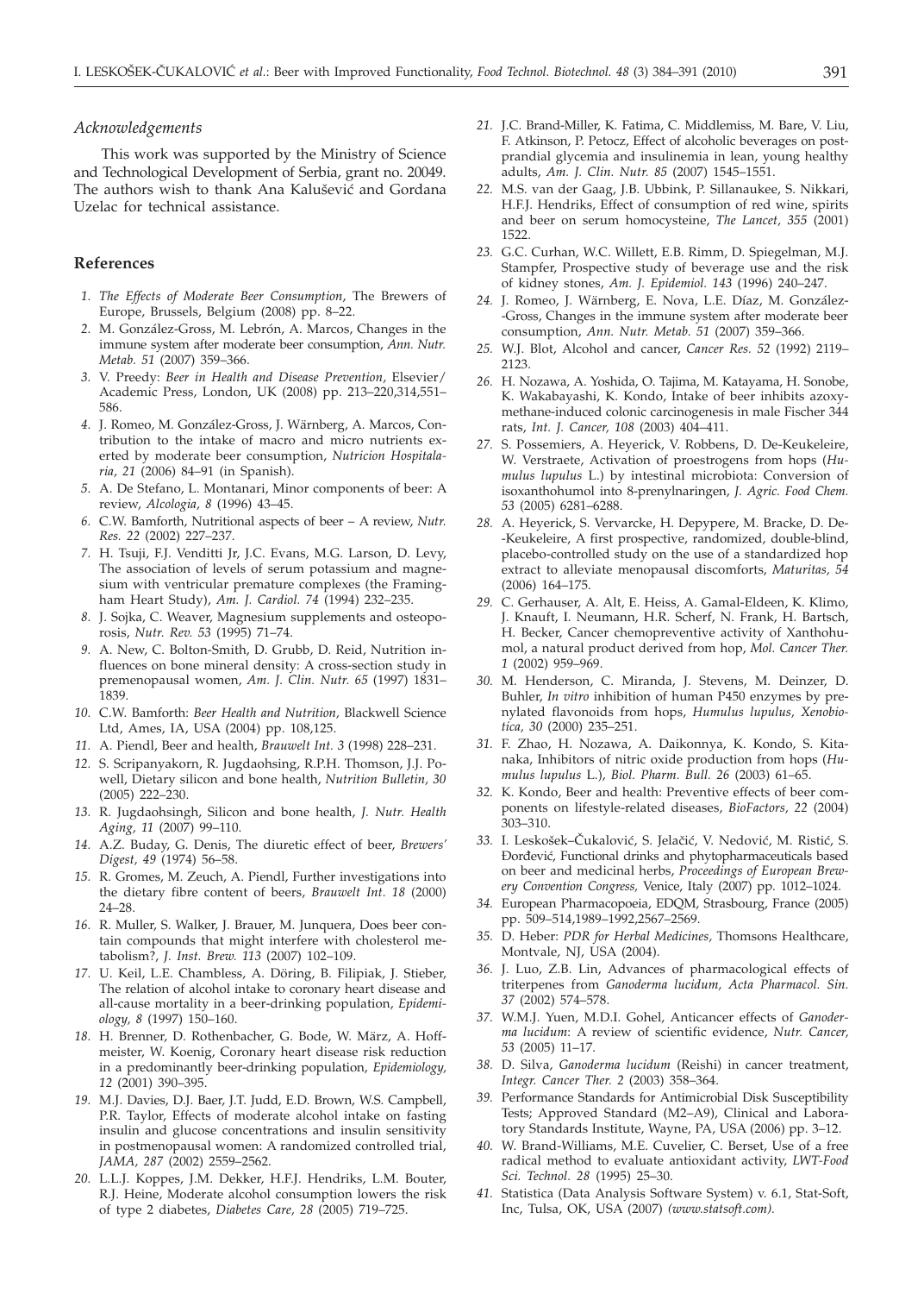## *Acknowledgements*

This work was supported by the Ministry of Science and Technological Development of Serbia, grant no. 20049. The authors wish to thank Ana Kalušević and Gordana Uzelac for technical assistance.

## References

1. *The Effects of Moderate Beer Consumption*, The Brewers of Europe, Brussels, Belgium (2008) pp. 8–22.
2. M. González-Gross, M. Lebrón, A. Marcos, Changes in the immune system after moderate beer consumption, *Ann. Nutr. Metab. 51* (2007) 359–366.
3. V. Preedy: *Beer in Health and Disease Prevention*, Elsevier/Academic Press, London, UK (2008) pp. 213–220,314,551–586.
4. J. Romeo, M. González-Gross, J. Wärnberg, A. Marcos, Contribution to the intake of macro and micro nutrients exerted by moderate beer consumption, *Nutricion Hospitalaria*, *21* (2006) 84–91 (in Spanish).
5. A. De Stefano, L. Montanari, Minor components of beer: A review, *Alcologia*, *8* (1996) 43–45.
6. C.W. Bamforth, Nutritional aspects of beer – A review, *Nutr. Res. 22* (2002) 227–237.
7. H. Tsuji, F.J. Venditti Jr, J.C. Evans, M.G. Larson, D. Levy, The association of levels of serum potassium and magnesium with ventricular premature complexes (the Framingham Heart Study), *Am. J. Cardiol. 74* (1994) 232–235.
8. J. Sojka, C. Weaver, Magnesium supplements and osteoporosis, *Nutr. Rev. 53* (1995) 71–74.
9. A. New, C. Bolton-Smith, D. Grubb, D. Reid, Nutrition influences on bone mineral density: A cross-section study in premenopausal women, *Am. J. Clin. Nutr. 65* (1997) 1831–1839.
10. C.W. Bamforth: *Beer Health and Nutrition*, Blackwell Science Ltd, Ames, IA, USA (2004) pp. 108,125.
11. A. Piendl, Beer and health, *Brauwelt Int. 3* (1998) 228–231.
12. S. Scripanyakorn, R. Jugdaohsing, R.P.H. Thomson, J.J. Powell, Dietary silicon and bone health, *Nutrition Bulletin, 30* (2005) 222–230.
13. R. Jugdaohsingh, Silicon and bone health, *J. Nutr. Health Aging, 11* (2007) 99–110.
14. A.Z. Buday, G. Denis, The diuretic effect of beer, *Brewers' Digest*, *49* (1974) 56–58.
15. R. Gromes, M. Zeuch, A. Piendl, Further investigations into the dietary fibre content of beers, *Brauwelt Int. 18* (2000) 24–28.
16. R. Muller, S. Walker, J. Brauer, M. Junquera, Does beer contain compounds that might interfere with cholesterol metabolism?, *J. Inst. Brew. 113* (2007) 102–109.
17. U. Keil, L.E. Chambless, A. Döring, B. Filipiak, J. Stieber, The relation of alcohol intake to coronary heart disease and all-cause mortality in a beer-drinking population, *Epidemiology, 8* (1997) 150–160.
18. H. Brenner, D. Rothenbacher, G. Bode, W. März, A. Hoffmeister, W. Koenig, Coronary heart disease risk reduction in a predominantly beer-drinking population, *Epidemiology, 12* (2001) 390–395.
19. M.J. Davies, D.J. Baer, J.T. Judd, E.D. Brown, W.S. Campbell, P.R. Taylor, Effects of moderate alcohol intake on fasting insulin and glucose concentrations and insulin sensitivity in postmenopausal women: A randomized controlled trial, *JAMA, 287* (2002) 2559–2562.
20. L.L.J. Koppes, J.M. Dekker, H.F.J. Hendriks, L.M. Bouter, R.J. Heine, Moderate alcohol consumption lowers the risk of type 2 diabetes, *Diabetes Care, 28* (2005) 719–725.
21. J.C. Brand-Miller, K. Fatima, C. Middlemiss, M. Bare, V. Liu, F. Atkinson, P. Petocz, Effect of alcoholic beverages on postprandial glycemia and insulinemia in lean, young healthy adults, *Am. J. Clin. Nutr. 85* (2007) 1545–1551.
22. M.S. van der Gaag, J.B. Ubbink, P. Sillanaukee, S. Nikkari, H.F.J. Hendriks, Effect of consumption of red wine, spirits and beer on serum homocysteine, *The Lancet, 355* (2001) 1522.
23. G.C. Curhan, W.C. Willett, E.B. Rimm, D. Spiegelman, M.J. Stampfer, Prospective study of beverage use and the risk of kidney stones, *Am. J. Epidemiol. 143* (1996) 240–247.
24. J. Romeo, J. Wärnberg, E. Nova, L.E. Díaz, M. González-Gross, Changes in the immune system after moderate beer consumption, *Ann. Nutr. Metab. 51* (2007) 359–366.
25. W.J. Blot, Alcohol and cancer, *Cancer Res. 52* (1992) 2119–2123.
26. H. Nozawa, A. Yoshida, O. Tajima, M. Katayama, H. Sonobe, K. Wakabayashi, K. Kondo, Intake of beer inhibits azoxymethane-induced colonic carcinogenesis in male Fischer 344 rats, *Int. J. Cancer, 108* (2003) 404–411.
27. S. Possemiers, A. Heyerick, V. Robbens, D. De-Keukeleire, W. Verstraete, Activation of proestrogens from hops (*Humulus lupulus* L.) by intestinal microbiota: Conversion of isoxanthohumol into 8-prenylnaringen, *J. Agric. Food Chem. 53* (2005) 6281–6288.
28. A. Heyerick, S. Vervarcke, H. Depypere, M. Bracke, D. De-Keukeleire, A first prospective, randomized, double-blind, placebo-controlled study on the use of a standardized hop extract to alleviate menopausal discomforts, *Maturitas, 54* (2006) 164–175.
29. C. Gerhauser, A. Alt, E. Heiss, A. Gamal-Eldeen, K. Klimo, J. Knauft, I. Neumann, H.R. Scherf, N. Frank, H. Bartsch, H. Becker, Cancer chemopreventive activity of Xanthohumol, a natural product derived from hop, *Mol. Cancer Ther. 1* (2002) 959–969.
30. M. Henderson, C. Miranda, J. Stevens, M. Deinzer, D. Buhler, *In vitro* inhibition of human P450 enzymes by prenylated flavonoids from hops, *Humulus lupulus, Xenobiotica, 30* (2000) 235–251.
31. F. Zhao, H. Nozawa, A. Daikonnya, K. Kondo, S. Kitanaka, Inhibitors of nitric oxide production from hops (*Humulus lupulus* L.), *Biol. Pharm. Bull. 26* (2003) 61–65.
32. K. Kondo, Beer and health: Preventive effects of beer components on lifestyle-related diseases, *BioFactors, 22* (2004) 303–310.
33. I. Leskošek–Čukalović, S. Jelačić, V. Nedović, M. Ristić, S. Đorđević, Functional drinks and phytopharmaceuticals based on beer and medicinal herbs, *Proceedings of European Brewery Convention Congress,* Venice, Italy (2007) pp. 1012–1024.
34. European Pharmacopoeia, EDQM, Strasbourg, France (2005) pp. 509–514,1989–1992,2567–2569.
35. D. Heber: *PDR for Herbal Medicines*, Thomsons Healthcare, Montvale, NJ, USA (2004).
36. J. Luo, Z.B. Lin, Advances of pharmacological effects of triterpenes from *Ganoderma lucidum*, *Acta Pharmacol. Sin. 37* (2002) 574–578.
37. W.M.J. Yuen, M.D.I. Gohel, Anticancer effects of *Ganoderma lucidum*: A review of scientific evidence, *Nutr. Cancer, 53* (2005) 11–17.
38. D. Silva, *Ganoderma lucidum* (Reishi) in cancer treatment, *Integr. Cancer Ther. 2* (2003) 358–364.
39. Performance Standards for Antimicrobial Disk Susceptibility Tests; Approved Standard (M2–A9), Clinical and Laboratory Standards Institute, Wayne, PA, USA (2006) pp. 3–12.
40. W. Brand-Williams, M.E. Cuvelier, C. Berset, Use of a free radical method to evaluate antioxidant activity, *LWT-Food Sci. Technol. 28* (1995) 25–30.
41. Statistica (Data Analysis Software System) v. 6.1, Stat-Soft, Inc, Tulsa, OK, USA (2007) *(www.statsoft.com).*